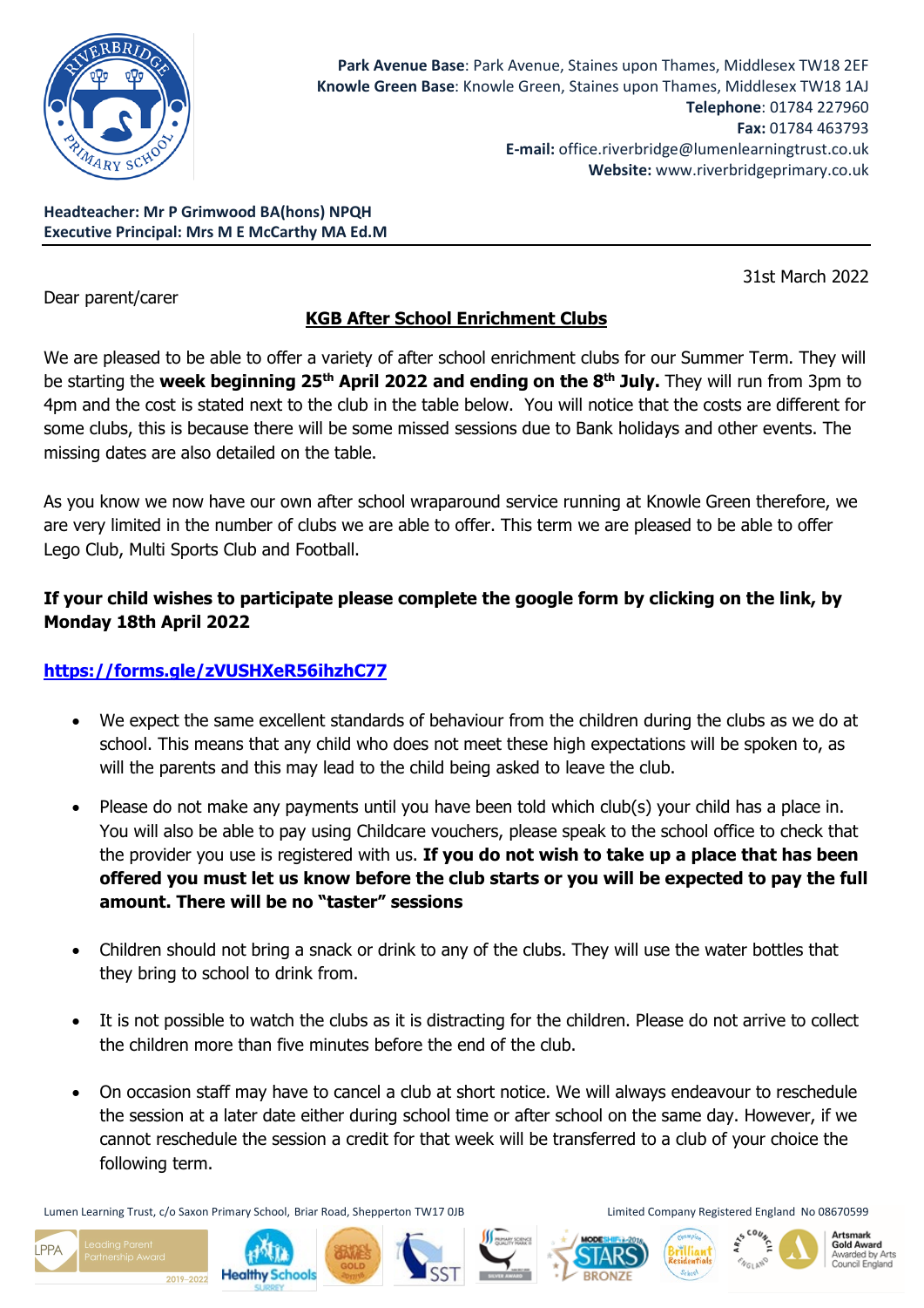**Park Avenue Base**: Park Avenue, Staines upon Thames, Middlesex TW18 2EF
**Knowle Green Base**: Knowle Green, Staines upon Thames, Middlesex TW18 1AJ
**Telephone**: 01784 227960
**Fax:** 01784 463793
**E-mail:** office.riverbridge@lumenlearningtrust.co.uk
**Website:** www.riverbridgeprimary.co.uk

**Headteacher: Mr P Grimwood BA(hons) NPQH**
**Executive Principal: Mrs M E McCarthy MA Ed.M**

31st March 2022

Dear parent/carer

## KGB After School Enrichment Clubs

We are pleased to be able to offer a variety of after school enrichment clubs for our Summer Term. They will be starting the **week beginning 25th April 2022 and ending on the 8th July.** They will run from 3pm to 4pm and the cost is stated next to the club in the table below. You will notice that the costs are different for some clubs, this is because there will be some missed sessions due to Bank holidays and other events. The missing dates are also detailed on the table.

As you know we now have our own after school wraparound service running at Knowle Green therefore, we are very limited in the number of clubs we are able to offer. This term we are pleased to be able to offer Lego Club, Multi Sports Club and Football.

**If your child wishes to participate please complete the google form by clicking on the link, by Monday 18th April 2022**

**https://forms.gle/zVUSHXeR56ihzhC77**

- We expect the same excellent standards of behaviour from the children during the clubs as we do at school. This means that any child who does not meet these high expectations will be spoken to, as will the parents and this may lead to the child being asked to leave the club.
- Please do not make any payments until you have been told which club(s) your child has a place in. You will also be able to pay using Childcare vouchers, please speak to the school office to check that the provider you use is registered with us. **If you do not wish to take up a place that has been offered you must let us know before the club starts or you will be expected to pay the full amount. There will be no "taster" sessions**
- Children should not bring a snack or drink to any of the clubs. They will use the water bottles that they bring to school to drink from.
- It is not possible to watch the clubs as it is distracting for the children. Please do not arrive to collect the children more than five minutes before the end of the club.
- On occasion staff may have to cancel a club at short notice. We will always endeavour to reschedule the session at a later date either during school time or after school on the same day. However, if we cannot reschedule the session a credit for that week will be transferred to a club of your choice the following term.

Lumen Learning Trust, c/o Saxon Primary School, Briar Road, Shepperton TW17 0JB    Limited Company Registered England No 08670599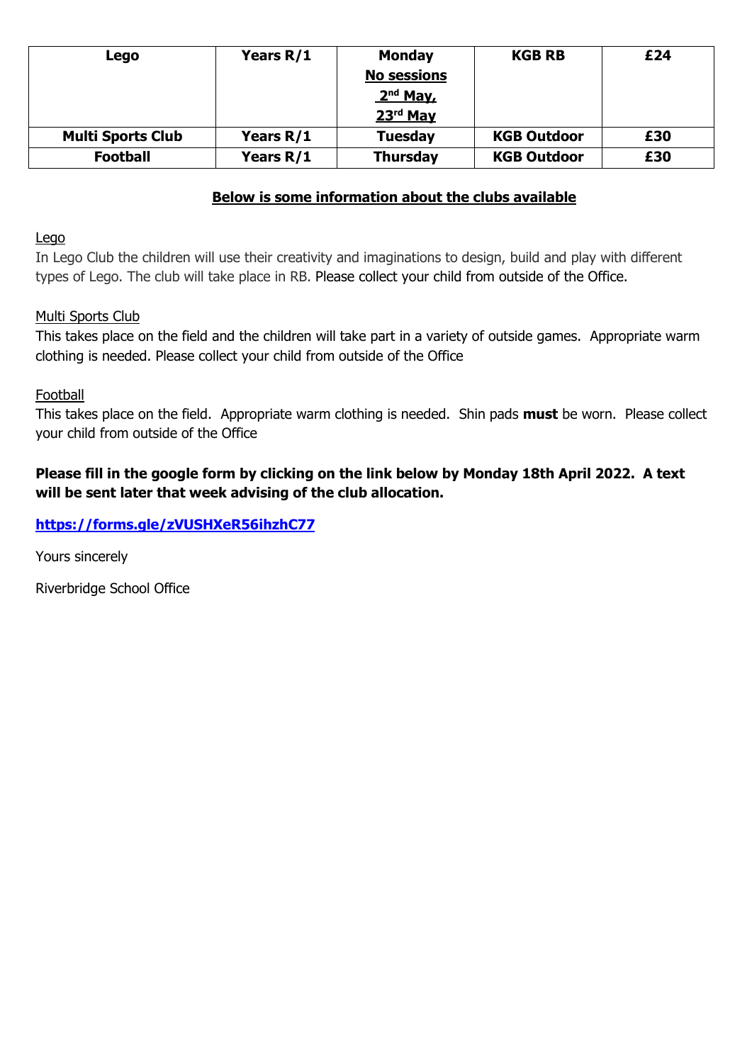| | | | | |
|---|---|---|---|---|
| **Lego** | **Years R/1** | **Monday** **<u>No sessions</u>** **<u>2nd May, 23rd May</u>** | **KGB RB** | **£24** |
| **Multi Sports Club** | **Years R/1** | **Tuesday** | **KGB Outdoor** | **£30** |
| **Football** | **Years R/1** | **Thursday** | **KGB Outdoor** | **£30** |

**<u>Below is some information about the clubs available</u>**

<u>Lego</u>

In Lego Club the children will use their creativity and imaginations to design, build and play with different types of Lego. The club will take place in RB. Please collect your child from outside of the Office.

<u>Multi Sports Club</u>

This takes place on the field and the children will take part in a variety of outside games. Appropriate warm clothing is needed. Please collect your child from outside of the Office

<u>Football</u>

This takes place on the field. Appropriate warm clothing is needed. Shin pads **must** be worn. Please collect your child from outside of the Office

**Please fill in the google form by clicking on the link below by Monday 18th April 2022. A text will be sent later that week advising of the club allocation.**

**https://forms.gle/zVUSHXeR56ihzhC77**

Yours sincerely

Riverbridge School Office